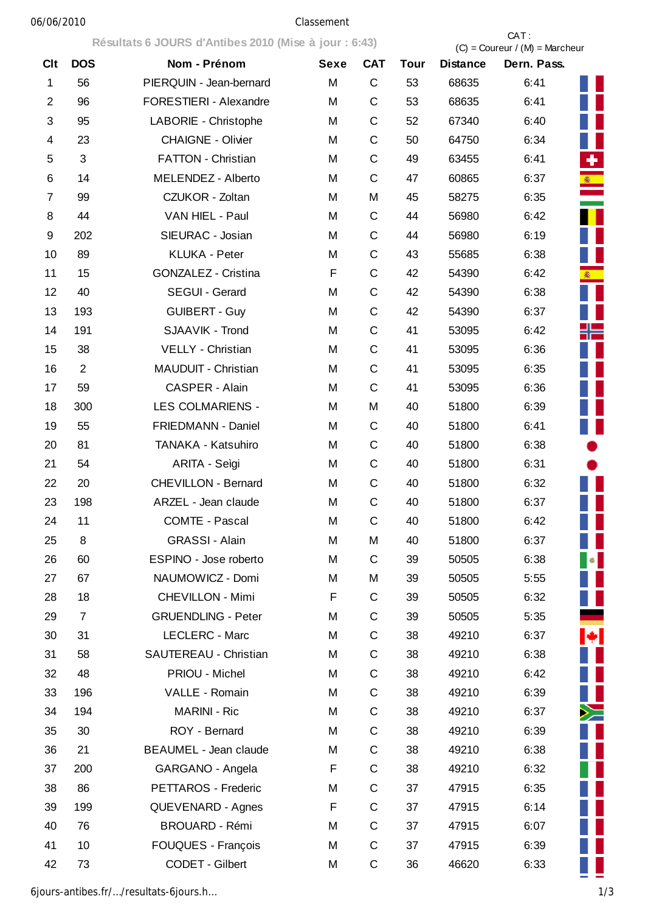Classement

## Résultats 6 JOURS d'Antibes 2010 (Mise à jour : 6:43)

CAT : (C) = Coureur / (M) = Marcheur

| Clt | DOS | Nom - Prénom | Sexe | CAT | Tour | Distance | Dern. Pass. |
|---|---|---|---|---|---|---|---|
| 1 | 56 | PIERQUIN - Jean-bernard | M | C | 53 | 68635 | 6:41 |
| 2 | 96 | FORESTIERI - Alexandre | M | C | 53 | 68635 | 6:41 |
| 3 | 95 | LABORIE - Christophe | M | C | 52 | 67340 | 6:40 |
| 4 | 23 | CHAIGNE - Olivier | M | C | 50 | 64750 | 6:34 |
| 5 | 3 | FATTON - Christian | M | C | 49 | 63455 | 6:41 |
| 6 | 14 | MELENDEZ - Alberto | M | C | 47 | 60865 | 6:37 |
| 7 | 99 | CZUKOR - Zoltan | M | M | 45 | 58275 | 6:35 |
| 8 | 44 | VAN HIEL - Paul | M | C | 44 | 56980 | 6:42 |
| 9 | 202 | SIEURAC - Josian | M | C | 44 | 56980 | 6:19 |
| 10 | 89 | KLUKA - Peter | M | C | 43 | 55685 | 6:38 |
| 11 | 15 | GONZALEZ - Cristina | F | C | 42 | 54390 | 6:42 |
| 12 | 40 | SEGUI - Gerard | M | C | 42 | 54390 | 6:38 |
| 13 | 193 | GUIBERT - Guy | M | C | 42 | 54390 | 6:37 |
| 14 | 191 | SJAAVIK - Trond | M | C | 41 | 53095 | 6:42 |
| 15 | 38 | VELLY - Christian | M | C | 41 | 53095 | 6:36 |
| 16 | 2 | MAUDUIT - Christian | M | C | 41 | 53095 | 6:35 |
| 17 | 59 | CASPER - Alain | M | C | 41 | 53095 | 6:36 |
| 18 | 300 | LES COLMARIENS - | M | M | 40 | 51800 | 6:39 |
| 19 | 55 | FRIEDMANN - Daniel | M | C | 40 | 51800 | 6:41 |
| 20 | 81 | TANAKA - Katsuhiro | M | C | 40 | 51800 | 6:38 |
| 21 | 54 | ARITA - Seìgi | M | C | 40 | 51800 | 6:31 |
| 22 | 20 | CHEVILLON - Bernard | M | C | 40 | 51800 | 6:32 |
| 23 | 198 | ARZEL - Jean claude | M | C | 40 | 51800 | 6:37 |
| 24 | 11 | COMTE - Pascal | M | C | 40 | 51800 | 6:42 |
| 25 | 8 | GRASSI - Alain | M | M | 40 | 51800 | 6:37 |
| 26 | 60 | ESPINO - Jose roberto | M | C | 39 | 50505 | 6:38 |
| 27 | 67 | NAUMOWICZ - Domi | M | M | 39 | 50505 | 5:55 |
| 28 | 18 | CHEVILLON - Mimi | F | C | 39 | 50505 | 6:32 |
| 29 | 7 | GRUENDLING - Peter | M | C | 39 | 50505 | 5:35 |
| 30 | 31 | LECLERC - Marc | M | C | 38 | 49210 | 6:37 |
| 31 | 58 | SAUTEREAU - Christian | M | C | 38 | 49210 | 6:38 |
| 32 | 48 | PRIOU - Michel | M | C | 38 | 49210 | 6:42 |
| 33 | 196 | VALLE - Romain | M | C | 38 | 49210 | 6:39 |
| 34 | 194 | MARINI - Ric | M | C | 38 | 49210 | 6:37 |
| 35 | 30 | ROY - Bernard | M | C | 38 | 49210 | 6:39 |
| 36 | 21 | BEAUMEL - Jean claude | M | C | 38 | 49210 | 6:38 |
| 37 | 200 | GARGANO - Angela | F | C | 38 | 49210 | 6:32 |
| 38 | 86 | PETTAROS - Frederic | M | C | 37 | 47915 | 6:35 |
| 39 | 199 | QUEVENARD - Agnes | F | C | 37 | 47915 | 6:14 |
| 40 | 76 | BROUARD - Rémi | M | C | 37 | 47915 | 6:07 |
| 41 | 10 | FOUQUES - François | M | C | 37 | 47915 | 6:39 |
| 42 | 73 | CODET - Gilbert | M | C | 36 | 46620 | 6:33 |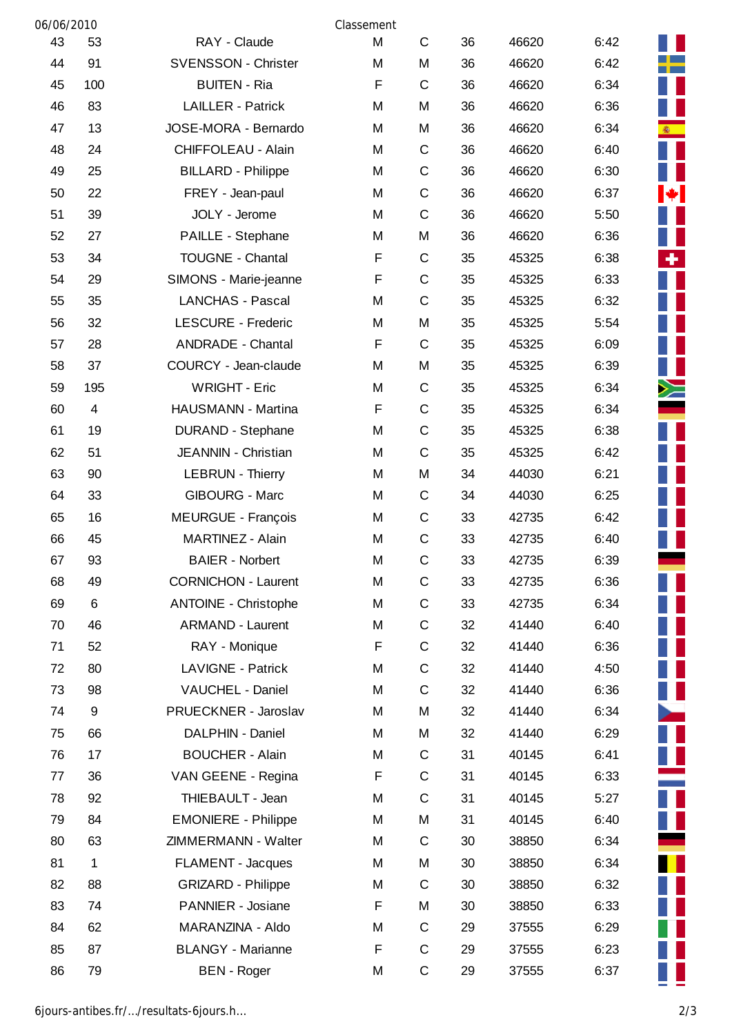Classement

| | | | | | | | | |
|---|---|---|---|---|---|---|---|---|
| 43 | 53 | RAY - Claude | M | C | 36 | 46620 | 6:42 | |
| 44 | 91 | SVENSSON - Christer | M | M | 36 | 46620 | 6:42 | |
| 45 | 100 | BUITEN - Ria | F | C | 36 | 46620 | 6:34 | |
| 46 | 83 | LAILLER - Patrick | M | M | 36 | 46620 | 6:36 | |
| 47 | 13 | JOSE-MORA - Bernardo | M | M | 36 | 46620 | 6:34 | |
| 48 | 24 | CHIFFOLEAU - Alain | M | C | 36 | 46620 | 6:40 | |
| 49 | 25 | BILLARD - Philippe | M | C | 36 | 46620 | 6:30 | |
| 50 | 22 | FREY - Jean-paul | M | C | 36 | 46620 | 6:37 | |
| 51 | 39 | JOLY - Jerome | M | C | 36 | 46620 | 5:50 | |
| 52 | 27 | PAILLE - Stephane | M | M | 36 | 46620 | 6:36 | |
| 53 | 34 | TOUGNE - Chantal | F | C | 35 | 45325 | 6:38 | |
| 54 | 29 | SIMONS - Marie-jeanne | F | C | 35 | 45325 | 6:33 | |
| 55 | 35 | LANCHAS - Pascal | M | C | 35 | 45325 | 6:32 | |
| 56 | 32 | LESCURE - Frederic | M | M | 35 | 45325 | 5:54 | |
| 57 | 28 | ANDRADE - Chantal | F | C | 35 | 45325 | 6:09 | |
| 58 | 37 | COURCY - Jean-claude | M | M | 35 | 45325 | 6:39 | |
| 59 | 195 | WRIGHT - Eric | M | C | 35 | 45325 | 6:34 | |
| 60 | 4 | HAUSMANN - Martina | F | C | 35 | 45325 | 6:34 | |
| 61 | 19 | DURAND - Stephane | M | C | 35 | 45325 | 6:38 | |
| 62 | 51 | JEANNIN - Christian | M | C | 35 | 45325 | 6:42 | |
| 63 | 90 | LEBRUN - Thierry | M | M | 34 | 44030 | 6:21 | |
| 64 | 33 | GIBOURG - Marc | M | C | 34 | 44030 | 6:25 | |
| 65 | 16 | MEURGUE - François | M | C | 33 | 42735 | 6:42 | |
| 66 | 45 | MARTINEZ - Alain | M | C | 33 | 42735 | 6:40 | |
| 67 | 93 | BAIER - Norbert | M | C | 33 | 42735 | 6:39 | |
| 68 | 49 | CORNICHON - Laurent | M | C | 33 | 42735 | 6:36 | |
| 69 | 6 | ANTOINE - Christophe | M | C | 33 | 42735 | 6:34 | |
| 70 | 46 | ARMAND - Laurent | M | C | 32 | 41440 | 6:40 | |
| 71 | 52 | RAY - Monique | F | C | 32 | 41440 | 6:36 | |
| 72 | 80 | LAVIGNE - Patrick | M | C | 32 | 41440 | 4:50 | |
| 73 | 98 | VAUCHEL - Daniel | M | C | 32 | 41440 | 6:36 | |
| 74 | 9 | PRUECKNER - Jaroslav | M | M | 32 | 41440 | 6:34 | |
| 75 | 66 | DALPHIN - Daniel | M | M | 32 | 41440 | 6:29 | |
| 76 | 17 | BOUCHER - Alain | M | C | 31 | 40145 | 6:41 | |
| 77 | 36 | VAN GEENE - Regina | F | C | 31 | 40145 | 6:33 | |
| 78 | 92 | THIEBAULT - Jean | M | C | 31 | 40145 | 5:27 | |
| 79 | 84 | EMONIERE - Philippe | M | M | 31 | 40145 | 6:40 | |
| 80 | 63 | ZIMMERMANN - Walter | M | C | 30 | 38850 | 6:34 | |
| 81 | 1 | FLAMENT - Jacques | M | M | 30 | 38850 | 6:34 | |
| 82 | 88 | GRIZARD - Philippe | M | C | 30 | 38850 | 6:32 | |
| 83 | 74 | PANNIER - Josiane | F | M | 30 | 38850 | 6:33 | |
| 84 | 62 | MARANZINA - Aldo | M | C | 29 | 37555 | 6:29 | |
| 85 | 87 | BLANGY - Marianne | F | C | 29 | 37555 | 6:23 | |
| 86 | 79 | BEN - Roger | M | C | 29 | 37555 | 6:37 | |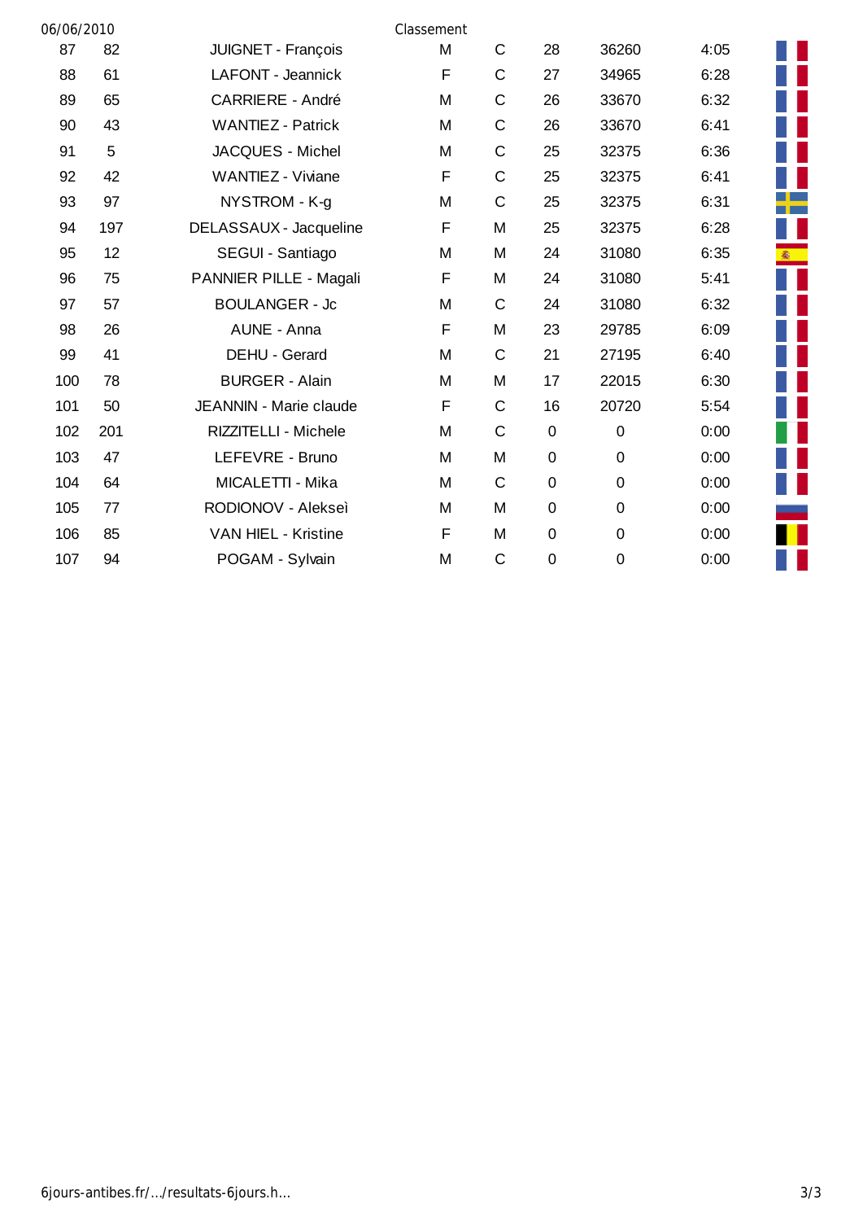| | | | | | | | | |
|---|---|---|---|---|---|---|---|---|
| 87 | 82 | JUIGNET - François | M | C | 28 | 36260 | 4:05 | |
| 88 | 61 | LAFONT - Jeannick | F | C | 27 | 34965 | 6:28 | |
| 89 | 65 | CARRIERE - André | M | C | 26 | 33670 | 6:32 | |
| 90 | 43 | WANTIEZ - Patrick | M | C | 26 | 33670 | 6:41 | |
| 91 | 5 | JACQUES - Michel | M | C | 25 | 32375 | 6:36 | |
| 92 | 42 | WANTIEZ - Viviane | F | C | 25 | 32375 | 6:41 | |
| 93 | 97 | NYSTROM - K-g | M | C | 25 | 32375 | 6:31 | |
| 94 | 197 | DELASSAUX - Jacqueline | F | M | 25 | 32375 | 6:28 | |
| 95 | 12 | SEGUI - Santiago | M | M | 24 | 31080 | 6:35 | |
| 96 | 75 | PANNIER PILLE - Magali | F | M | 24 | 31080 | 5:41 | |
| 97 | 57 | BOULANGER - Jc | M | C | 24 | 31080 | 6:32 | |
| 98 | 26 | AUNE - Anna | F | M | 23 | 29785 | 6:09 | |
| 99 | 41 | DEHU - Gerard | M | C | 21 | 27195 | 6:40 | |
| 100 | 78 | BURGER - Alain | M | M | 17 | 22015 | 6:30 | |
| 101 | 50 | JEANNIN - Marie claude | F | C | 16 | 20720 | 5:54 | |
| 102 | 201 | RIZZITELLI - Michele | M | C | 0 | 0 | 0:00 | |
| 103 | 47 | LEFEVRE - Bruno | M | M | 0 | 0 | 0:00 | |
| 104 | 64 | MICALETTI - Mika | M | C | 0 | 0 | 0:00 | |
| 105 | 77 | RODIONOV - Alekseì | M | M | 0 | 0 | 0:00 | |
| 106 | 85 | VAN HIEL - Kristine | F | M | 0 | 0 | 0:00 | |
| 107 | 94 | POGAM - Sylvain | M | C | 0 | 0 | 0:00 | |